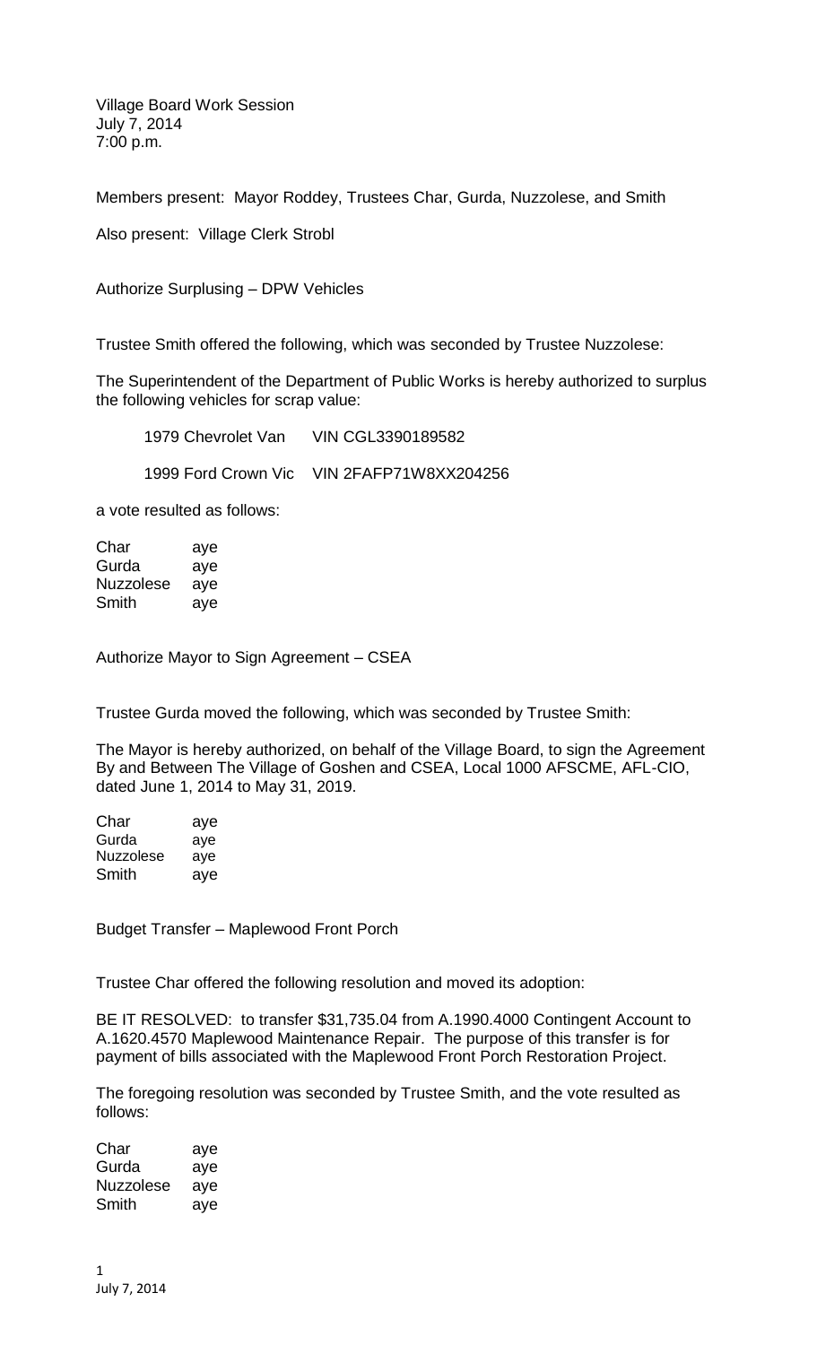Village Board Work Session
July 7, 2014
7:00 p.m.

Members present: Mayor Roddey, Trustees Char, Gurda, Nuzzolese, and Smith

Also present: Village Clerk Strobl

Authorize Surplusing – DPW Vehicles

Trustee Smith offered the following, which was seconded by Trustee Nuzzolese:

The Superintendent of the Department of Public Works is hereby authorized to surplus the following vehicles for scrap value:

1979 Chevrolet Van VIN CGL3390189582

1999 Ford Crown Vic VIN 2FAFP71W8XX204256

a vote resulted as follows:

| | |
|---|---|
| Char | aye |
| Gurda | aye |
| Nuzzolese | aye |
| Smith | aye |

Authorize Mayor to Sign Agreement – CSEA

Trustee Gurda moved the following, which was seconded by Trustee Smith:

The Mayor is hereby authorized, on behalf of the Village Board, to sign the Agreement By and Between The Village of Goshen and CSEA, Local 1000 AFSCME, AFL-CIO, dated June 1, 2014 to May 31, 2019.

| | |
|---|---|
| Char | aye |
| Gurda | aye |
| Nuzzolese | aye |
| Smith | aye |

Budget Transfer – Maplewood Front Porch

Trustee Char offered the following resolution and moved its adoption:

BE IT RESOLVED: to transfer $31,735.04 from A.1990.4000 Contingent Account to A.1620.4570 Maplewood Maintenance Repair. The purpose of this transfer is for payment of bills associated with the Maplewood Front Porch Restoration Project.

The foregoing resolution was seconded by Trustee Smith, and the vote resulted as follows:

| | |
|---|---|
| Char | aye |
| Gurda | aye |
| Nuzzolese | aye |
| Smith | aye |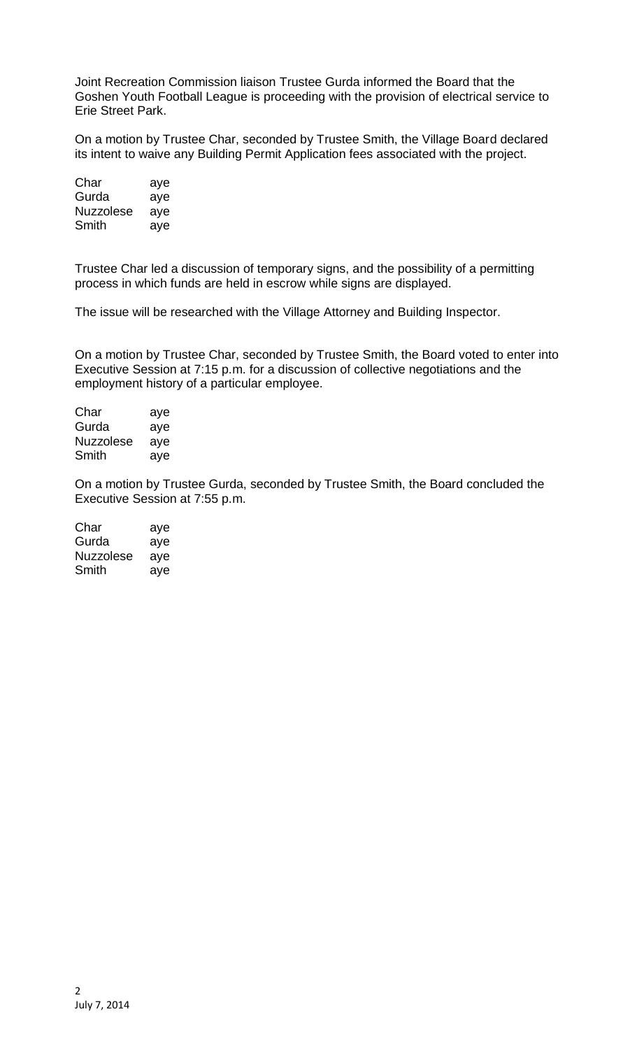Joint Recreation Commission liaison Trustee Gurda informed the Board that the Goshen Youth Football League is proceeding with the provision of electrical service to Erie Street Park.

On a motion by Trustee Char, seconded by Trustee Smith, the Village Board declared its intent to waive any Building Permit Application fees associated with the project.

| | |
|---|---|
| Char | aye |
| Gurda | aye |
| Nuzzolese | aye |
| Smith | aye |

Trustee Char led a discussion of temporary signs, and the possibility of a permitting process in which funds are held in escrow while signs are displayed.

The issue will be researched with the Village Attorney and Building Inspector.

On a motion by Trustee Char, seconded by Trustee Smith, the Board voted to enter into Executive Session at 7:15 p.m. for a discussion of collective negotiations and the employment history of a particular employee.

| | |
|---|---|
| Char | aye |
| Gurda | aye |
| Nuzzolese | aye |
| Smith | aye |

On a motion by Trustee Gurda, seconded by Trustee Smith, the Board concluded the Executive Session at 7:55 p.m.

| | |
|---|---|
| Char | aye |
| Gurda | aye |
| Nuzzolese | aye |
| Smith | aye |